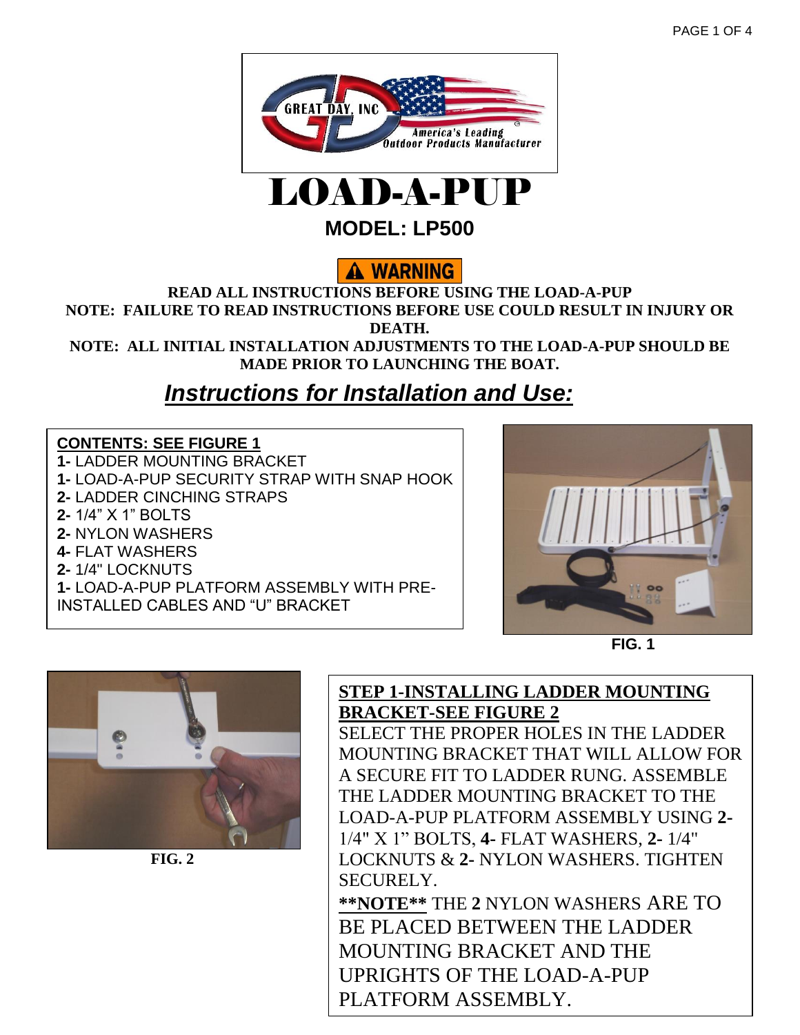GREAT DAY, INC

America's Leading Outdoor Products Manufacturer

# LOAD-A-PUP

## MODEL: LP500

**⚠ WARNING**

**READ ALL INSTRUCTIONS BEFORE USING THE LOAD-A-PUP**

**NOTE: FAILURE TO READ INSTRUCTIONS BEFORE USE COULD RESULT IN INJURY OR DEATH.**

**NOTE: ALL INITIAL INSTALLATION ADJUSTMENTS TO THE LOAD-A-PUP SHOULD BE MADE PRIOR TO LAUNCHING THE BOAT.**

## ***Instructions for Installation and Use:***

**CONTENTS: SEE FIGURE 1**

**1-** LADDER MOUNTING BRACKET
**1-** LOAD-A-PUP SECURITY STRAP WITH SNAP HOOK
**2-** LADDER CINCHING STRAPS
**2-** 1/4" X 1" BOLTS
**2-** NYLON WASHERS
**4-** FLAT WASHERS
**2-** 1/4" LOCKNUTS
**1-** LOAD-A-PUP PLATFORM ASSEMBLY WITH PRE-INSTALLED CABLES AND "U" BRACKET

**FIG. 1**

**FIG. 2**

**STEP 1-INSTALLING LADDER MOUNTING BRACKET-SEE FIGURE 2**

SELECT THE PROPER HOLES IN THE LADDER MOUNTING BRACKET THAT WILL ALLOW FOR A SECURE FIT TO LADDER RUNG. ASSEMBLE THE LADDER MOUNTING BRACKET TO THE LOAD-A-PUP PLATFORM ASSEMBLY USING **2-** 1/4" X 1" BOLTS, **4-** FLAT WASHERS, **2-** 1/4" LOCKNUTS & **2-** NYLON WASHERS. TIGHTEN SECURELY.

**\*\*NOTE\*\*** THE **2** NYLON WASHERS ARE TO BE PLACED BETWEEN THE LADDER MOUNTING BRACKET AND THE UPRIGHTS OF THE LOAD-A-PUP PLATFORM ASSEMBLY.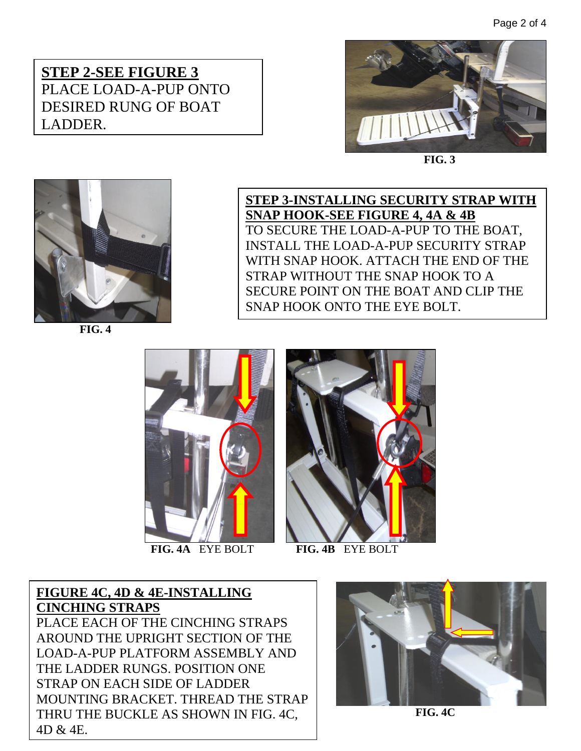**STEP 2-SEE FIGURE 3**

PLACE LOAD-A-PUP ONTO DESIRED RUNG OF BOAT LADDER.

**FIG. 3**

**FIG. 4**

**STEP 3-INSTALLING SECURITY STRAP WITH SNAP HOOK-SEE FIGURE 4, 4A & 4B**

TO SECURE THE LOAD-A-PUP TO THE BOAT, INSTALL THE LOAD-A-PUP SECURITY STRAP WITH SNAP HOOK. ATTACH THE END OF THE STRAP WITHOUT THE SNAP HOOK TO A SECURE POINT ON THE BOAT AND CLIP THE SNAP HOOK ONTO THE EYE BOLT.

**FIG. 4A** EYE BOLT

**FIG. 4B** EYE BOLT

**FIGURE 4C, 4D & 4E-INSTALLING CINCHING STRAPS**

PLACE EACH OF THE CINCHING STRAPS AROUND THE UPRIGHT SECTION OF THE LOAD-A-PUP PLATFORM ASSEMBLY AND THE LADDER RUNGS. POSITION ONE STRAP ON EACH SIDE OF LADDER MOUNTING BRACKET. THREAD THE STRAP THRU THE BUCKLE AS SHOWN IN FIG. 4C, 4D & 4E.

**FIG. 4C**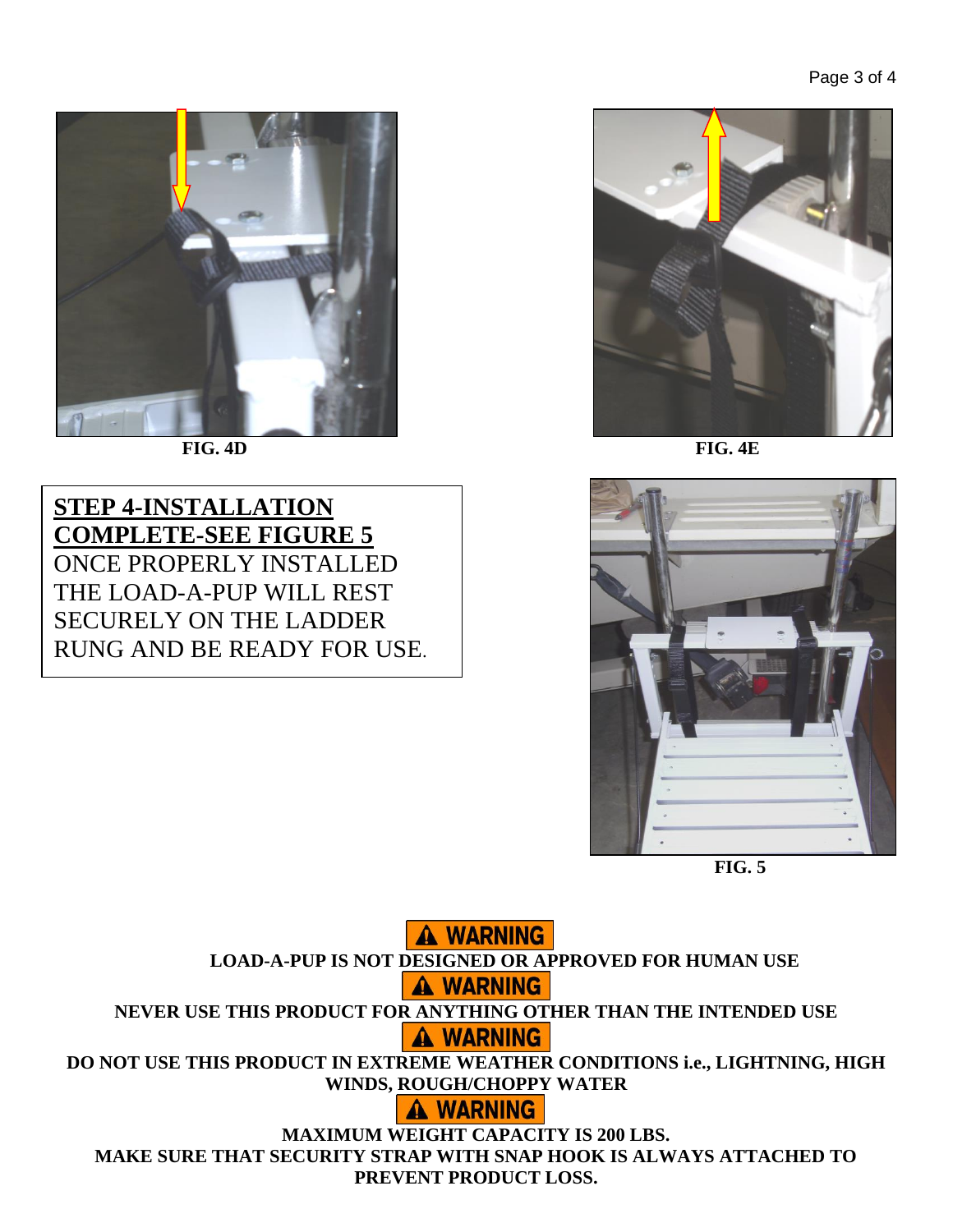FIG. 4D

FIG. 4E

**STEP 4-INSTALLATION COMPLETE-SEE FIGURE 5**

ONCE PROPERLY INSTALLED THE LOAD-A-PUP WILL REST SECURELY ON THE LADDER RUNG AND BE READY FOR USE.

FIG. 5

**⚠ WARNING**

**LOAD-A-PUP IS NOT DESIGNED OR APPROVED FOR HUMAN USE**

**⚠ WARNING**

**NEVER USE THIS PRODUCT FOR ANYTHING OTHER THAN THE INTENDED USE**

**⚠ WARNING**

**DO NOT USE THIS PRODUCT IN EXTREME WEATHER CONDITIONS i.e., LIGHTNING, HIGH WINDS, ROUGH/CHOPPY WATER**

**⚠ WARNING**

**MAXIMUM WEIGHT CAPACITY IS 200 LBS.**
**MAKE SURE THAT SECURITY STRAP WITH SNAP HOOK IS ALWAYS ATTACHED TO PREVENT PRODUCT LOSS.**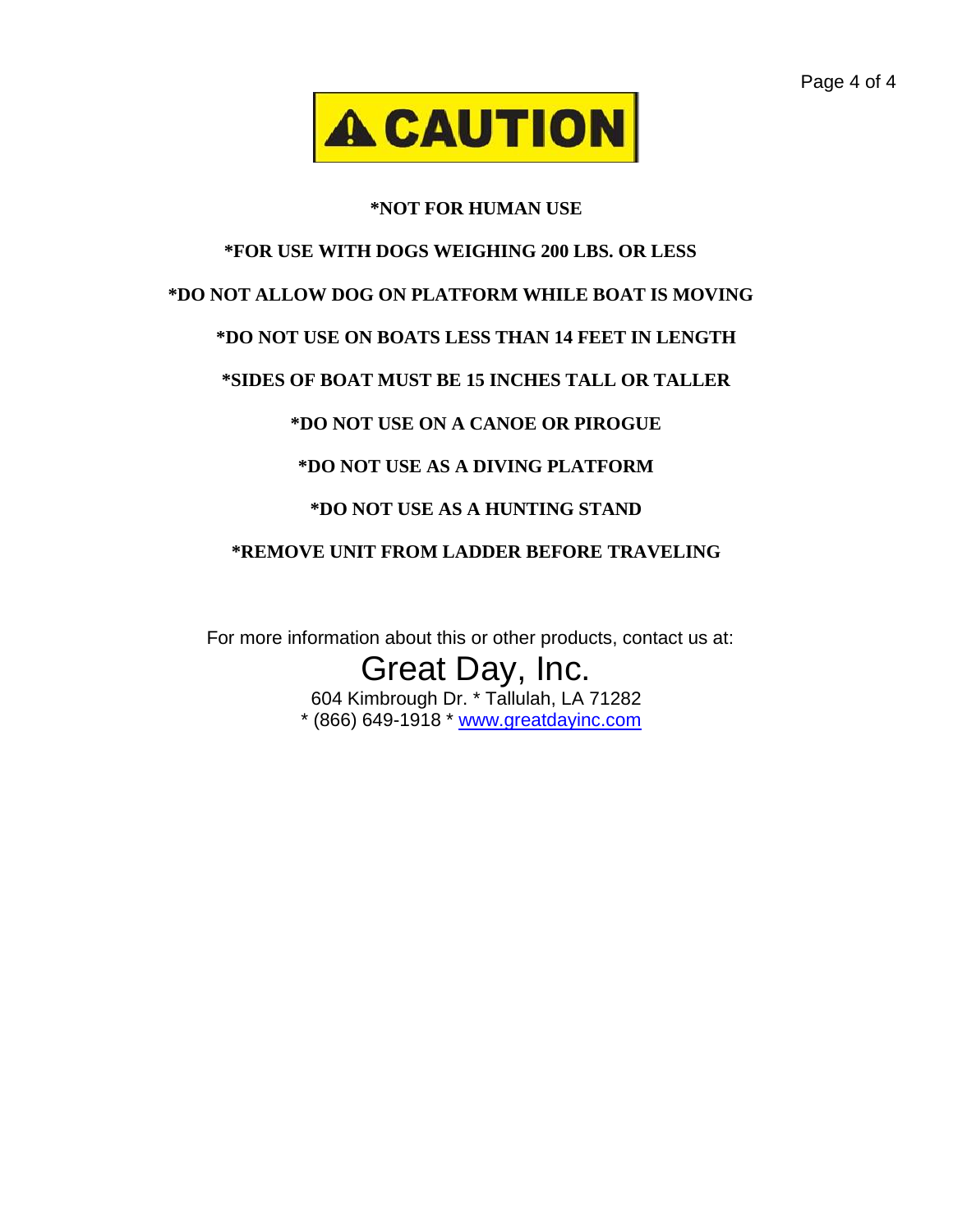# ⚠ CAUTION

**\*NOT FOR HUMAN USE**

**\*FOR USE WITH DOGS WEIGHING 200 LBS. OR LESS**

**\*DO NOT ALLOW DOG ON PLATFORM WHILE BOAT IS MOVING**

**\*DO NOT USE ON BOATS LESS THAN 14 FEET IN LENGTH**

**\*SIDES OF BOAT MUST BE 15 INCHES TALL OR TALLER**

**\*DO NOT USE ON A CANOE OR PIROGUE**

**\*DO NOT USE AS A DIVING PLATFORM**

**\*DO NOT USE AS A HUNTING STAND**

**\*REMOVE UNIT FROM LADDER BEFORE TRAVELING**

For more information about this or other products, contact us at:

Great Day, Inc.

604 Kimbrough Dr. * Tallulah, LA 71282

* (866) 649-1918 * [www.greatdayinc.com](http://www.greatdayinc.com)